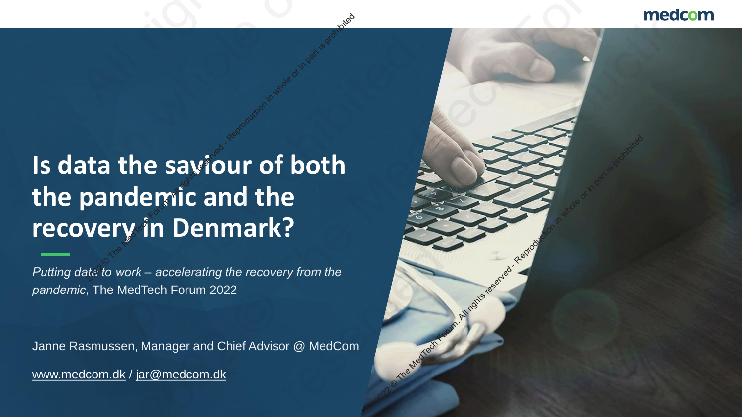# Is data the saviour of both the pandemic and the recovery in Denmark?

*Putting data to work – accelerating the recovery from the pandemic*, The MedTech Forum 2022

Janne Rasmussen, Manager and Chief Advisor @ MedCom

www.medcom.dk / jar@medcom.dk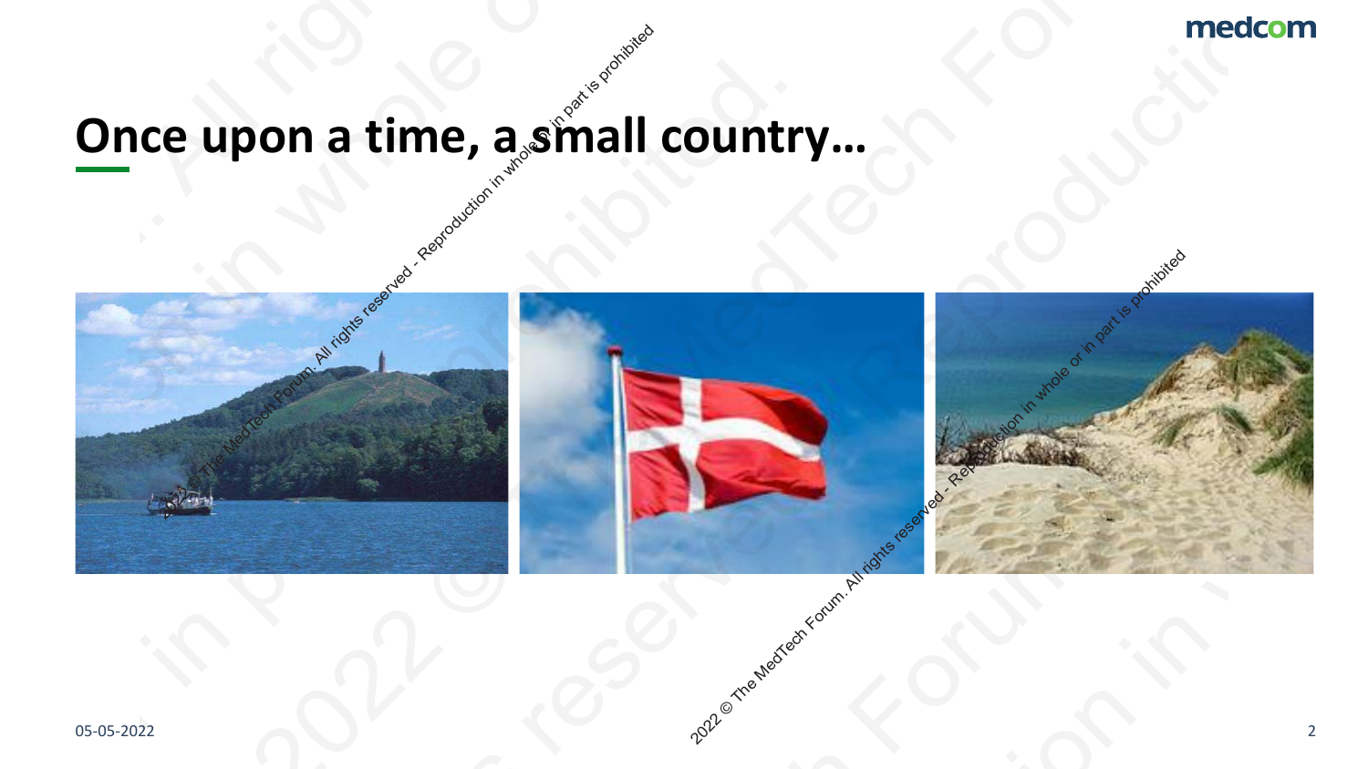# Once upon a time, a small country…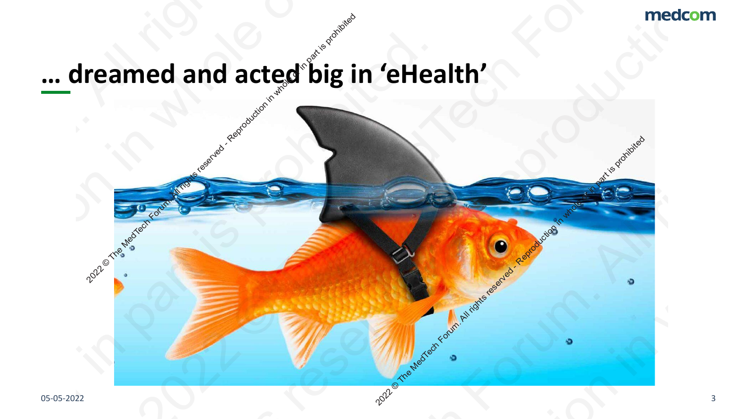# … dreamed and acted big in ‘eHealth’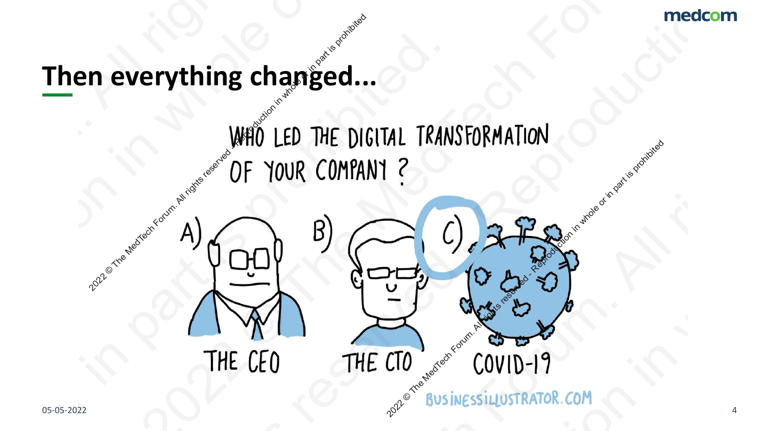# Then everything changed...

WHO LED THE DIGITAL TRANSFORMATION OF YOUR COMPANY ?

A) THE CEO

B) THE CTO

C) COVID-19

BUSINESSILLUSTRATOR.COM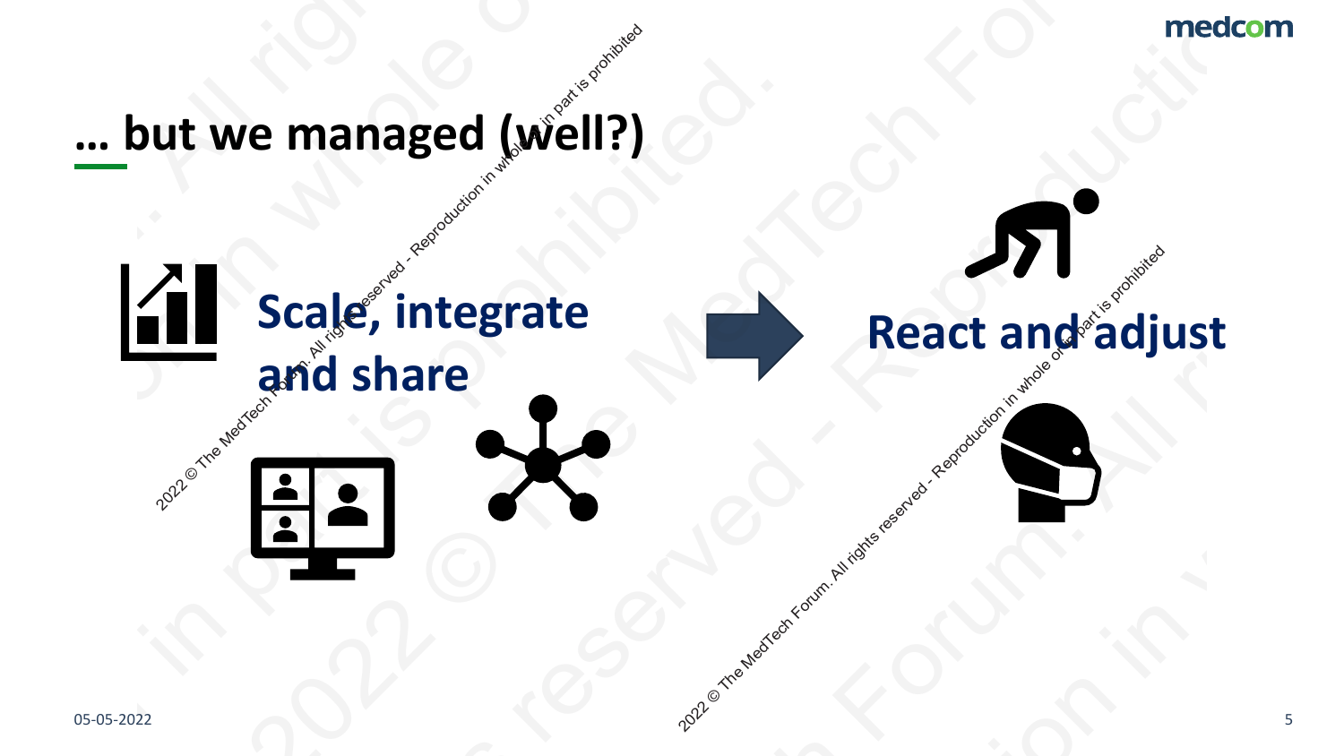# … but we managed (well?)

**Scale, integrate and share**

**React and adjust**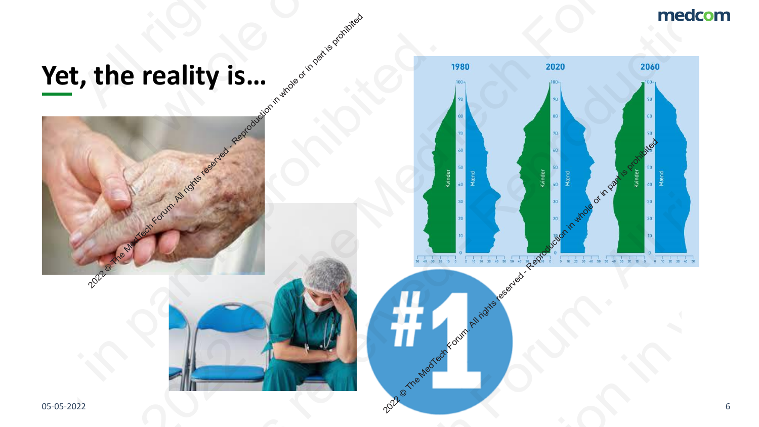# Yet, the reality is…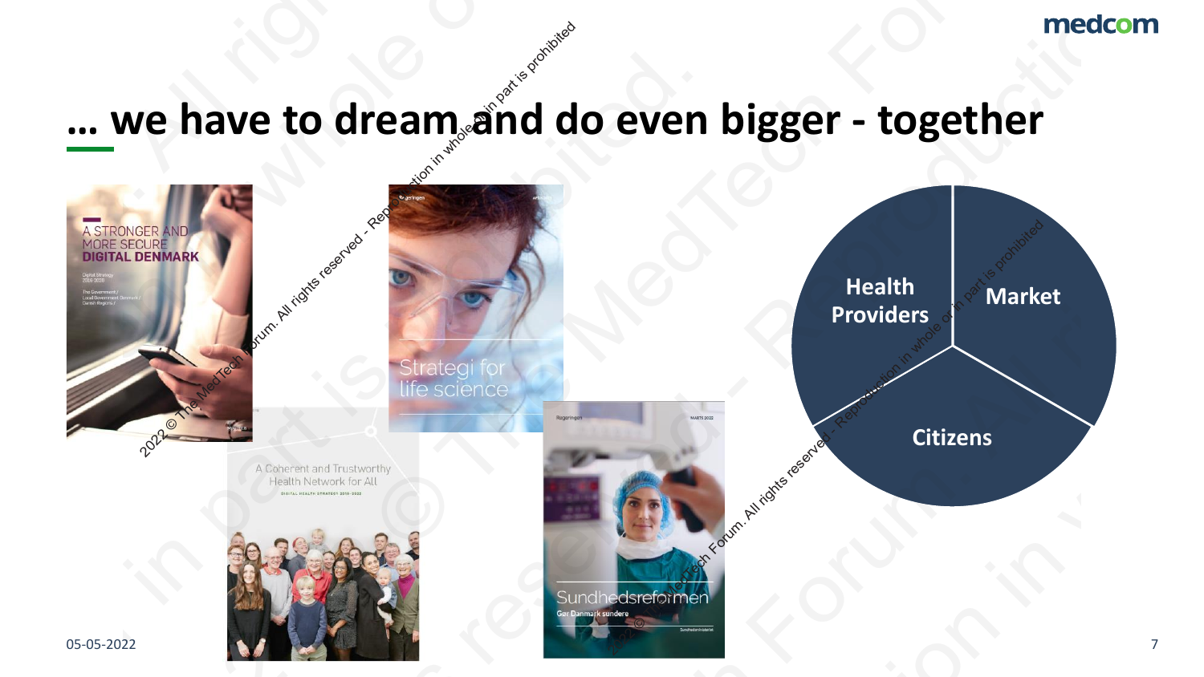# … we have to dream and do even bigger - together

A STRONGER AND MORE SECURE DIGITAL DENMARK

Strategi for life science

A Coherent and Trustworthy Health Network for All

Sundhedsreformen

Gør Danmark sundere

- Health Providers
- Market
- Citizens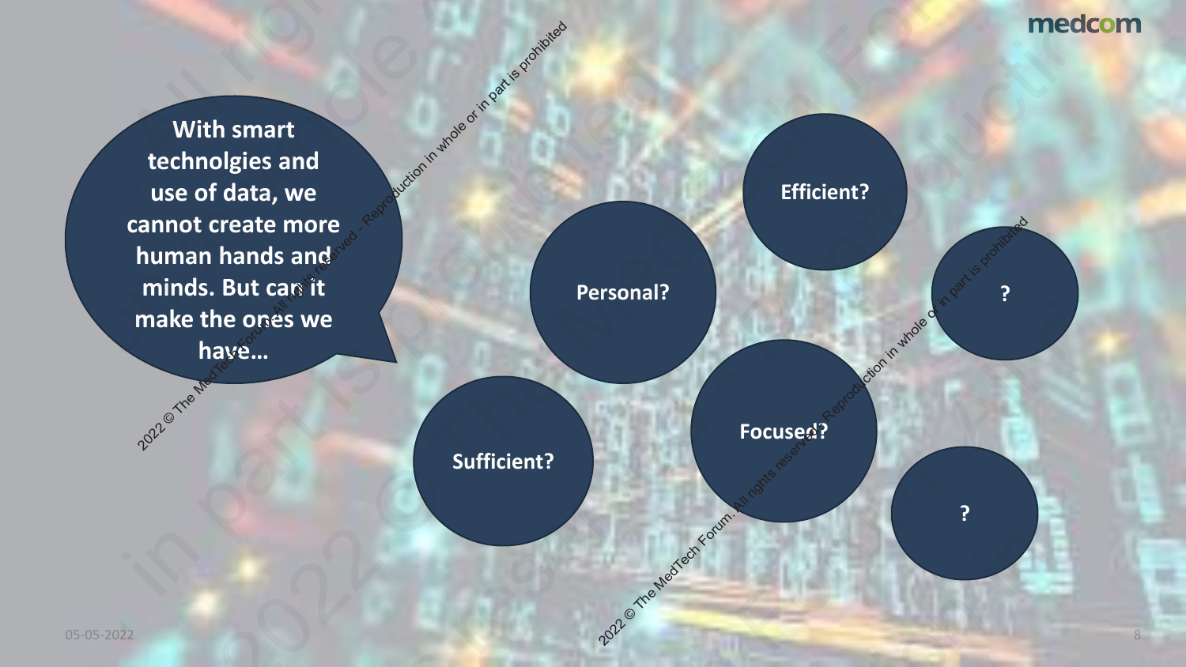With smart technolgies and use of data, we cannot create more human hands and minds. But can it make the ones we have…

Personal?

Efficient?

?

Sufficient?

Focused?

?